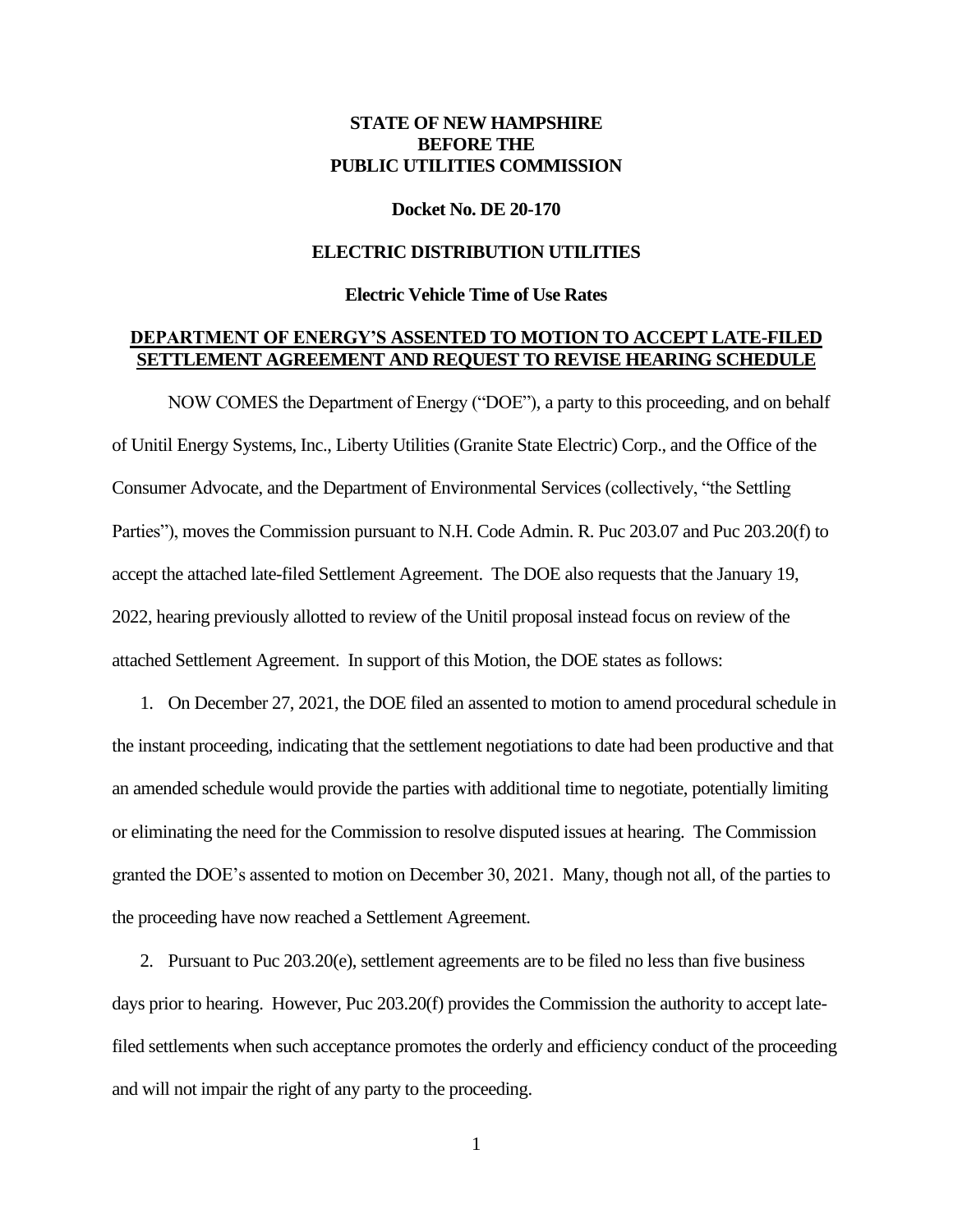**STATE OF NEW HAMPSHIRE**
**BEFORE THE**
**PUBLIC UTILITIES COMMISSION**

**Docket No. DE 20-170**

**ELECTRIC DISTRIBUTION UTILITIES**

**Electric Vehicle Time of Use Rates**

**DEPARTMENT OF ENERGY'S ASSENTED TO MOTION TO ACCEPT LATE-FILED SETTLEMENT AGREEMENT AND REQUEST TO REVISE HEARING SCHEDULE**

NOW COMES the Department of Energy ("DOE"), a party to this proceeding, and on behalf of Unitil Energy Systems, Inc., Liberty Utilities (Granite State Electric) Corp., and the Office of the Consumer Advocate, and the Department of Environmental Services (collectively, "the Settling Parties"), moves the Commission pursuant to N.H. Code Admin. R. Puc 203.07 and Puc 203.20(f) to accept the attached late-filed Settlement Agreement. The DOE also requests that the January 19, 2022, hearing previously allotted to review of the Unitil proposal instead focus on review of the attached Settlement Agreement. In support of this Motion, the DOE states as follows:

1. On December 27, 2021, the DOE filed an assented to motion to amend procedural schedule in the instant proceeding, indicating that the settlement negotiations to date had been productive and that an amended schedule would provide the parties with additional time to negotiate, potentially limiting or eliminating the need for the Commission to resolve disputed issues at hearing. The Commission granted the DOE's assented to motion on December 30, 2021. Many, though not all, of the parties to the proceeding have now reached a Settlement Agreement.

2. Pursuant to Puc 203.20(e), settlement agreements are to be filed no less than five business days prior to hearing. However, Puc 203.20(f) provides the Commission the authority to accept late-filed settlements when such acceptance promotes the orderly and efficiency conduct of the proceeding and will not impair the right of any party to the proceeding.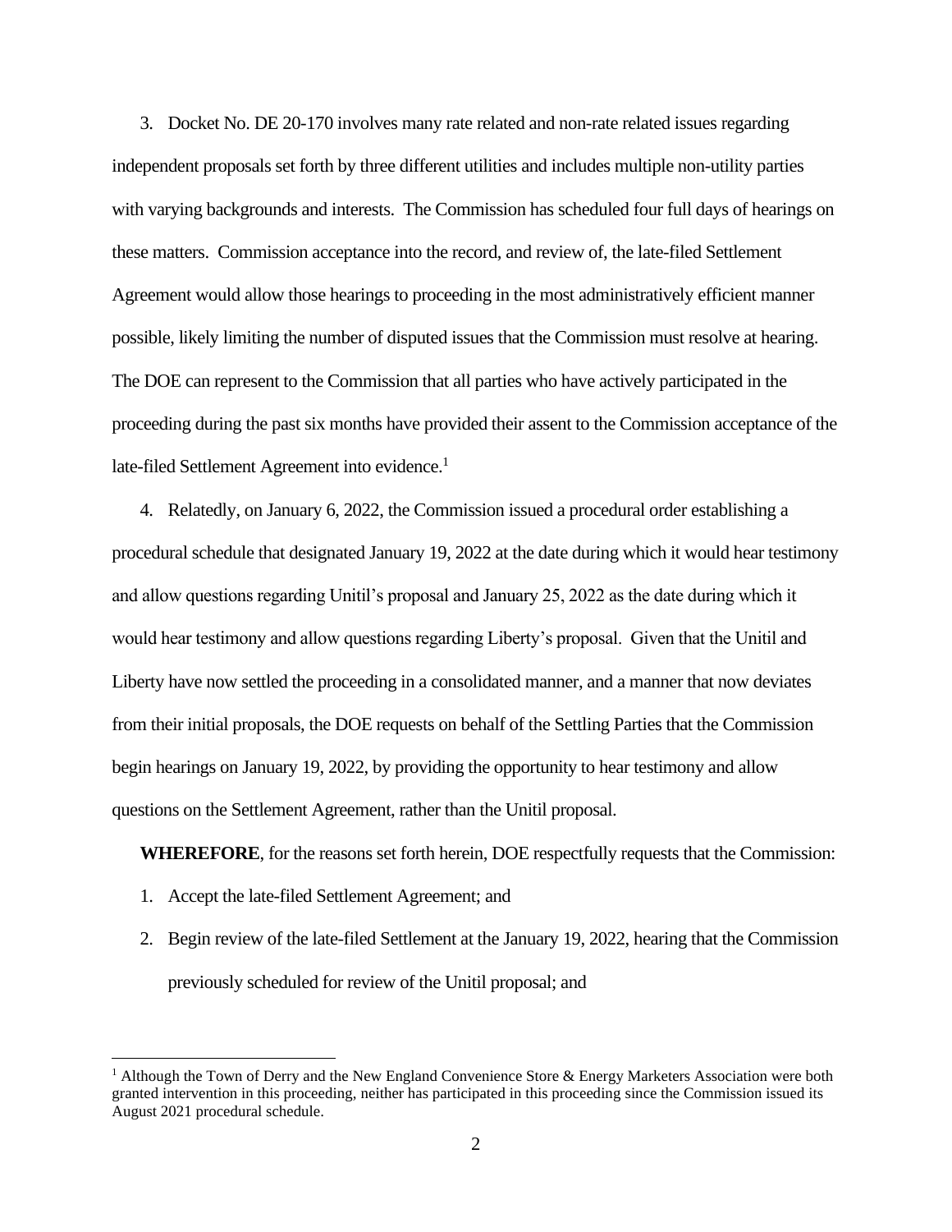3. Docket No. DE 20-170 involves many rate related and non-rate related issues regarding independent proposals set forth by three different utilities and includes multiple non-utility parties with varying backgrounds and interests. The Commission has scheduled four full days of hearings on these matters. Commission acceptance into the record, and review of, the late-filed Settlement Agreement would allow those hearings to proceeding in the most administratively efficient manner possible, likely limiting the number of disputed issues that the Commission must resolve at hearing. The DOE can represent to the Commission that all parties who have actively participated in the proceeding during the past six months have provided their assent to the Commission acceptance of the late-filed Settlement Agreement into evidence.[1]

4. Relatedly, on January 6, 2022, the Commission issued a procedural order establishing a procedural schedule that designated January 19, 2022 at the date during which it would hear testimony and allow questions regarding Unitil's proposal and January 25, 2022 as the date during which it would hear testimony and allow questions regarding Liberty's proposal. Given that the Unitil and Liberty have now settled the proceeding in a consolidated manner, and a manner that now deviates from their initial proposals, the DOE requests on behalf of the Settling Parties that the Commission begin hearings on January 19, 2022, by providing the opportunity to hear testimony and allow questions on the Settlement Agreement, rather than the Unitil proposal.

**WHEREFORE**, for the reasons set forth herein, DOE respectfully requests that the Commission:

1. Accept the late-filed Settlement Agreement; and
2. Begin review of the late-filed Settlement at the January 19, 2022, hearing that the Commission previously scheduled for review of the Unitil proposal; and

[1] Although the Town of Derry and the New England Convenience Store & Energy Marketers Association were both granted intervention in this proceeding, neither has participated in this proceeding since the Commission issued its August 2021 procedural schedule.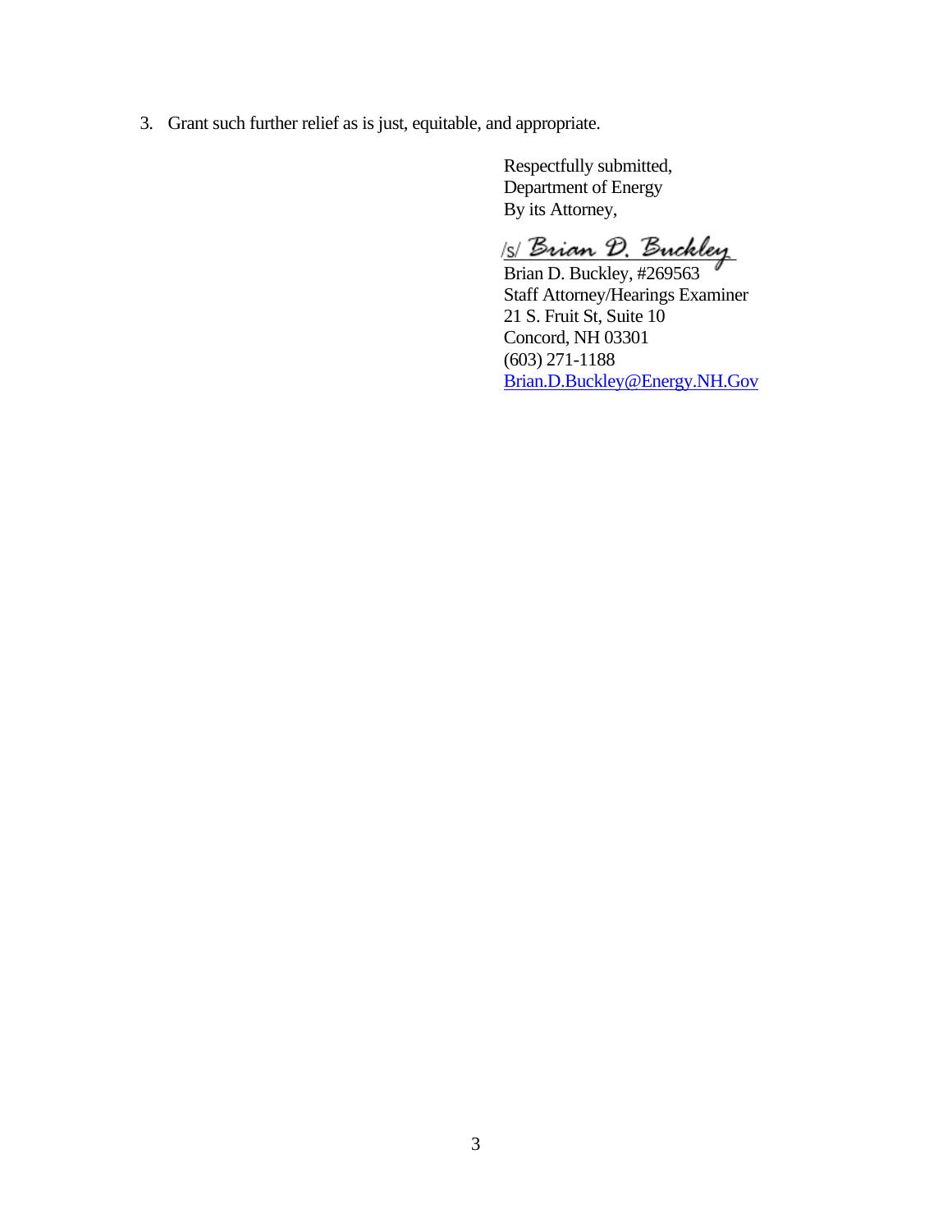3. Grant such further relief as is just, equitable, and appropriate.

Respectfully submitted,
Department of Energy
By its Attorney,

/s/ Brian D. Buckley
Brian D. Buckley, #269563
Staff Attorney/Hearings Examiner
21 S. Fruit St, Suite 10
Concord, NH 03301
(603) 271-1188
Brian.D.Buckley@Energy.NH.Gov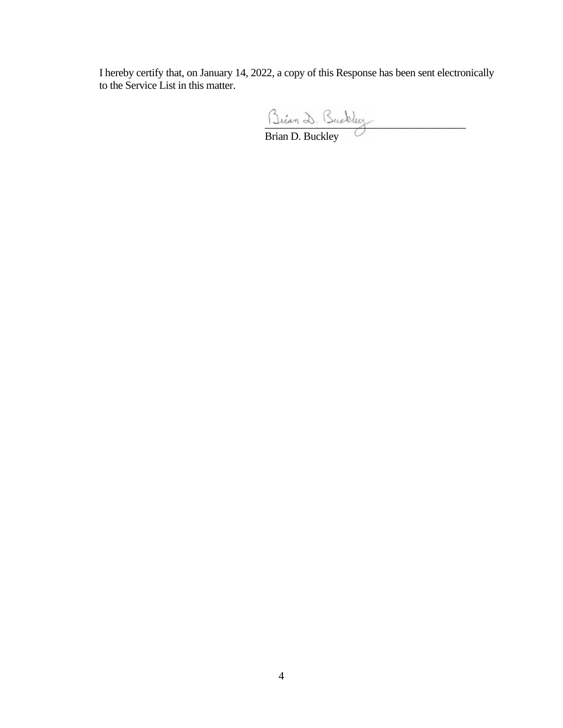I hereby certify that, on January 14, 2022, a copy of this Response has been sent electronically to the Service List in this matter.

Brian D. Buckley